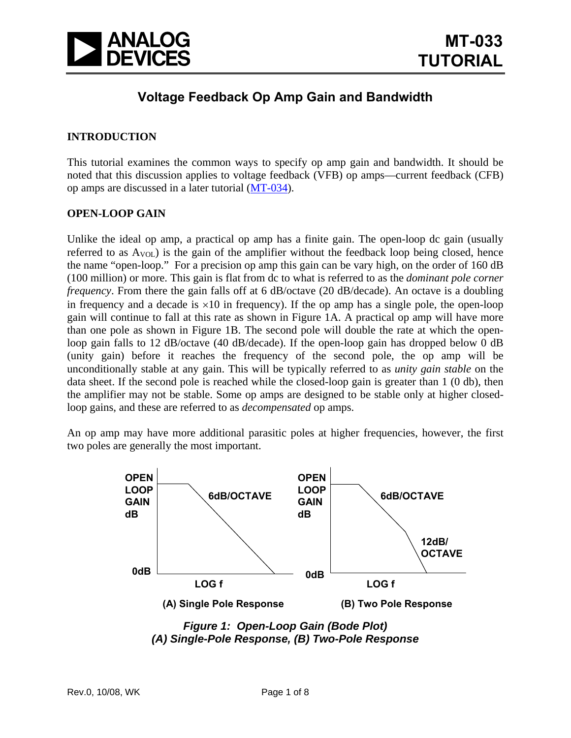# MT-033 TUTORIAL

## Voltage Feedback Op Amp Gain and Bandwidth

### INTRODUCTION

This tutorial examines the common ways to specify op amp gain and bandwidth. It should be noted that this discussion applies to voltage feedback (VFB) op amps—current feedback (CFB) op amps are discussed in a later tutorial (MT-034).

### OPEN-LOOP GAIN

Unlike the ideal op amp, a practical op amp has a finite gain. The open-loop dc gain (usually referred to as $A_{VOL}$) is the gain of the amplifier without the feedback loop being closed, hence the name "open-loop." For a precision op amp this gain can be vary high, on the order of 160 dB (100 million) or more. This gain is flat from dc to what is referred to as the *dominant pole corner frequency*. From there the gain falls off at 6 dB/octave (20 dB/decade). An octave is a doubling in frequency and a decade is ×10 in frequency). If the op amp has a single pole, the open-loop gain will continue to fall at this rate as shown in Figure 1A. A practical op amp will have more than one pole as shown in Figure 1B. The second pole will double the rate at which the open-loop gain falls to 12 dB/octave (40 dB/decade). If the open-loop gain has dropped below 0 dB (unity gain) before it reaches the frequency of the second pole, the op amp will be unconditionally stable at any gain. This will be typically referred to as *unity gain stable* on the data sheet. If the second pole is reached while the closed-loop gain is greater than 1 (0 db), then the amplifier may not be stable. Some op amps are designed to be stable only at higher closed-loop gains, and these are referred to as *decompensated* op amps.

An op amp may have more additional parasitic poles at higher frequencies, however, the first two poles are generally the most important.

*Figure 1: Open-Loop Gain (Bode Plot)*
*(A) Single-Pole Response, (B) Two-Pole Response*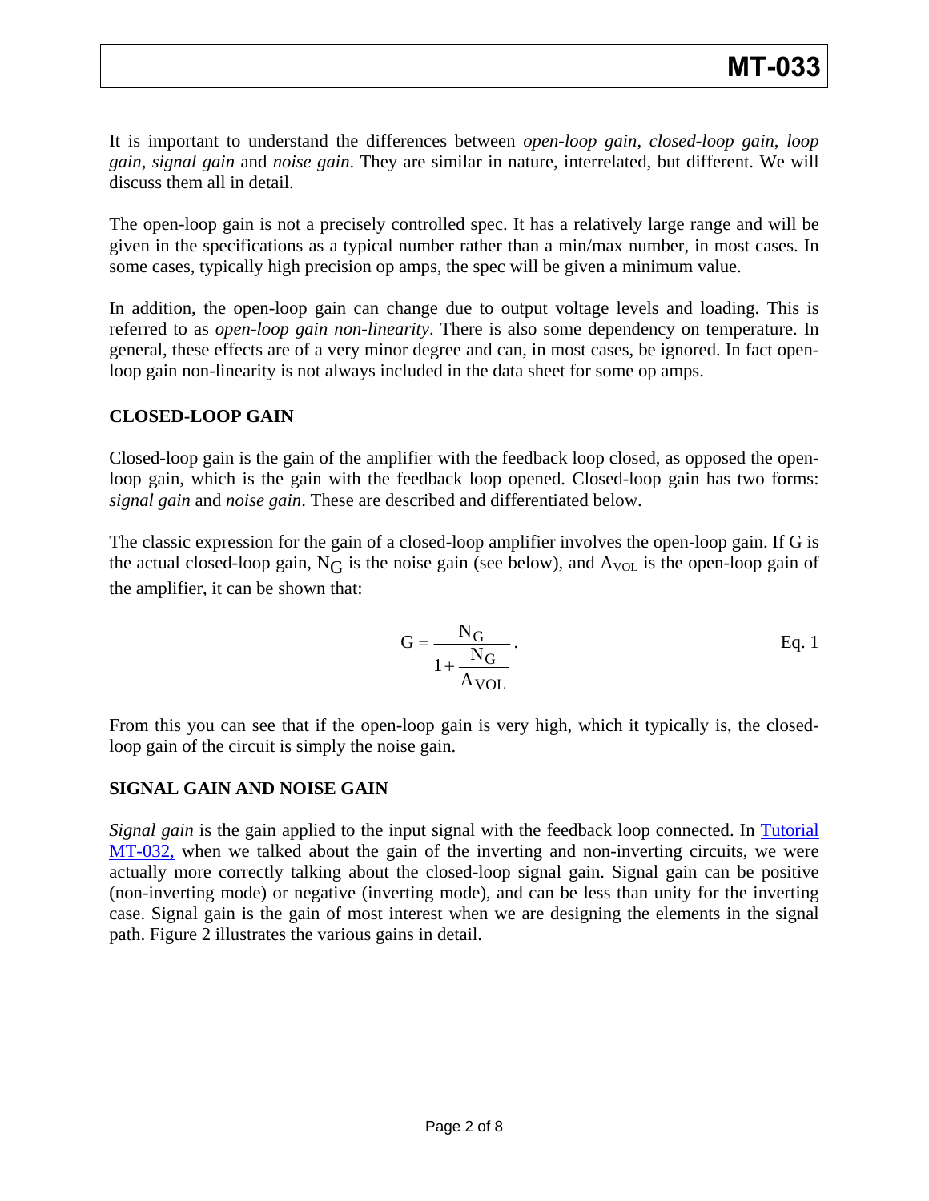It is important to understand the differences between *open-loop gain*, *closed-loop gain*, *loop gain*, *signal gain* and *noise gain*. They are similar in nature, interrelated, but different. We will discuss them all in detail.

The open-loop gain is not a precisely controlled spec. It has a relatively large range and will be given in the specifications as a typical number rather than a min/max number, in most cases. In some cases, typically high precision op amps, the spec will be given a minimum value.

In addition, the open-loop gain can change due to output voltage levels and loading. This is referred to as *open-loop gain non-linearity*. There is also some dependency on temperature. In general, these effects are of a very minor degree and can, in most cases, be ignored. In fact open-loop gain non-linearity is not always included in the data sheet for some op amps.

## CLOSED-LOOP GAIN

Closed-loop gain is the gain of the amplifier with the feedback loop closed, as opposed the open-loop gain, which is the gain with the feedback loop opened. Closed-loop gain has two forms: *signal gain* and *noise gain*. These are described and differentiated below.

The classic expression for the gain of a closed-loop amplifier involves the open-loop gain. If G is the actual closed-loop gain, $N_G$ is the noise gain (see below), and $A_{VOL}$ is the open-loop gain of the amplifier, it can be shown that:

$$G = \frac{N_G}{1 + \frac{N_G}{A_{VOL}}}. \qquad \text{Eq. 1}$$

From this you can see that if the open-loop gain is very high, which it typically is, the closed-loop gain of the circuit is simply the noise gain.

## SIGNAL GAIN AND NOISE GAIN

*Signal gain* is the gain applied to the input signal with the feedback loop connected. In Tutorial MT-032, when we talked about the gain of the inverting and non-inverting circuits, we were actually more correctly talking about the closed-loop signal gain. Signal gain can be positive (non-inverting mode) or negative (inverting mode), and can be less than unity for the inverting case. Signal gain is the gain of most interest when we are designing the elements in the signal path. Figure 2 illustrates the various gains in detail.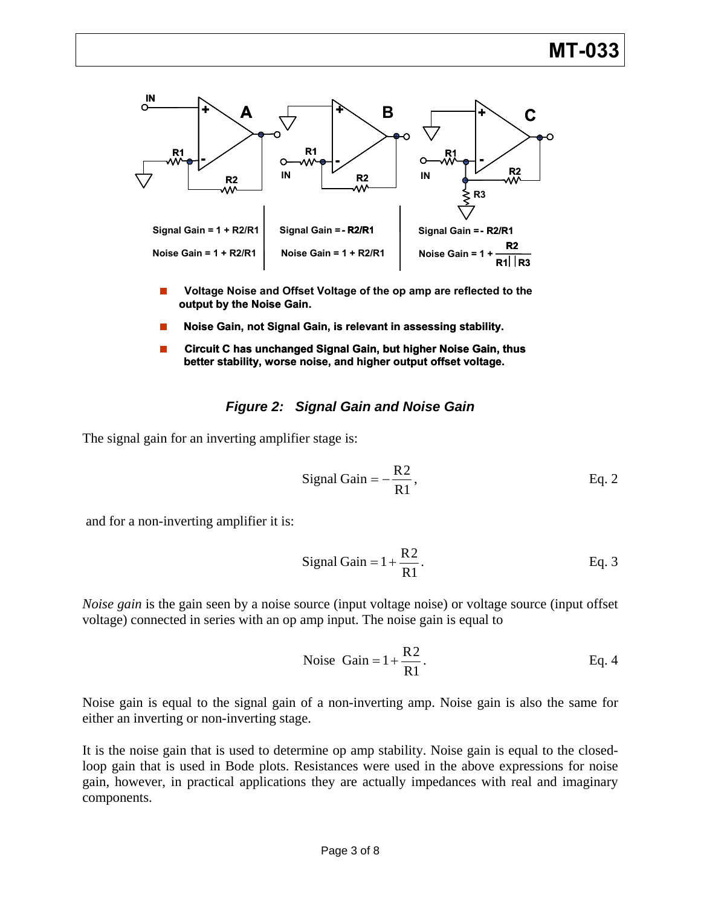Signal Gain = 1 + R2/R1

Noise Gain = 1 + R2/R1

Signal Gain = - R2/R1

Noise Gain = 1 + R2/R1

Signal Gain = - R2/R1

Noise Gain = $1 + \frac{R2}{R1 || R3}$

- **Voltage Noise and Offset Voltage of the op amp are reflected to the output by the Noise Gain.**
- **Noise Gain, not Signal Gain, is relevant in assessing stability.**
- **Circuit C has unchanged Signal Gain, but higher Noise Gain, thus better stability, worse noise, and higher output offset voltage.**

***Figure 2: Signal Gain and Noise Gain***

The signal gain for an inverting amplifier stage is:

$$\text{Signal Gain} = -\frac{R2}{R1}, \qquad \text{Eq. 2}$$

and for a non-inverting amplifier it is:

$$\text{Signal Gain} = 1 + \frac{R2}{R1}. \qquad \text{Eq. 3}$$

*Noise gain* is the gain seen by a noise source (input voltage noise) or voltage source (input offset voltage) connected in series with an op amp input. The noise gain is equal to

$$\text{Noise Gain} = 1 + \frac{R2}{R1}. \qquad \text{Eq. 4}$$

Noise gain is equal to the signal gain of a non-inverting amp. Noise gain is also the same for either an inverting or non-inverting stage.

It is the noise gain that is used to determine op amp stability. Noise gain is equal to the closed-loop gain that is used in Bode plots. Resistances were used in the above expressions for noise gain, however, in practical applications they are actually impedances with real and imaginary components.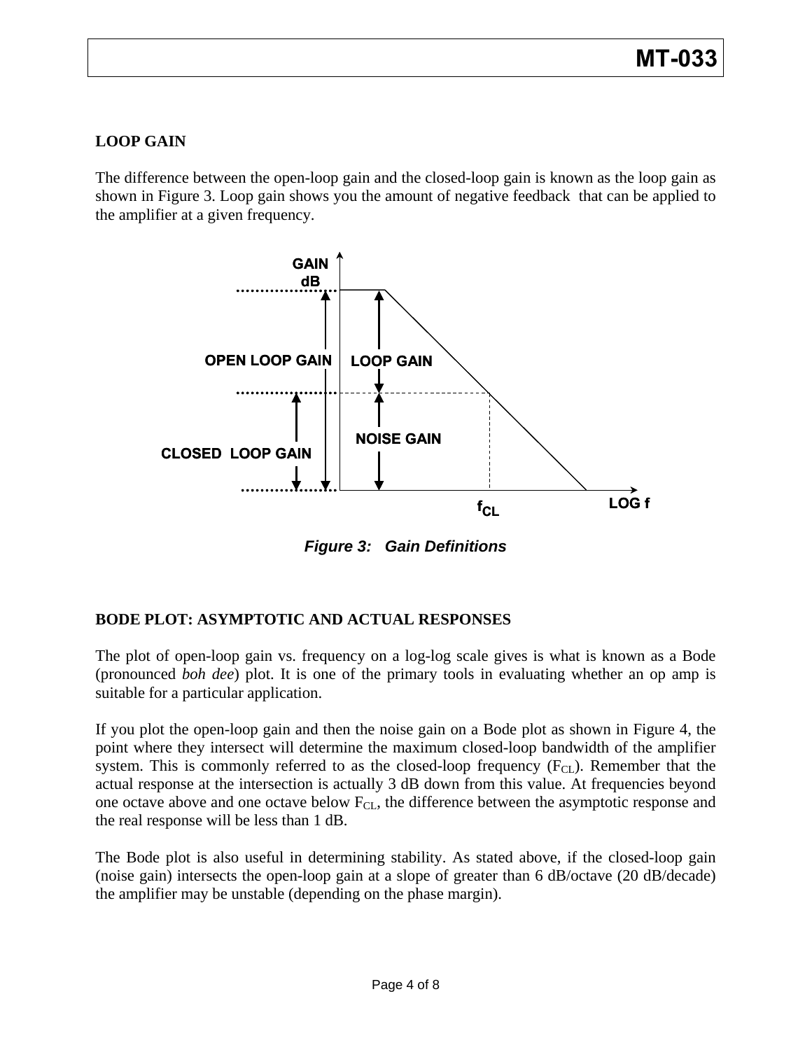## LOOP GAIN

The difference between the open-loop gain and the closed-loop gain is known as the loop gain as shown in Figure 3. Loop gain shows you the amount of negative feedback that can be applied to the amplifier at a given frequency.

*Figure 3: Gain Definitions*

## BODE PLOT: ASYMPTOTIC AND ACTUAL RESPONSES

The plot of open-loop gain vs. frequency on a log-log scale gives is what is known as a Bode (pronounced *boh dee*) plot. It is one of the primary tools in evaluating whether an op amp is suitable for a particular application.

If you plot the open-loop gain and then the noise gain on a Bode plot as shown in Figure 4, the point where they intersect will determine the maximum closed-loop bandwidth of the amplifier system. This is commonly referred to as the closed-loop frequency ($F_{CL}$). Remember that the actual response at the intersection is actually 3 dB down from this value. At frequencies beyond one octave above and one octave below $F_{CL}$, the difference between the asymptotic response and the real response will be less than 1 dB.

The Bode plot is also useful in determining stability. As stated above, if the closed-loop gain (noise gain) intersects the open-loop gain at a slope of greater than 6 dB/octave (20 dB/decade) the amplifier may be unstable (depending on the phase margin).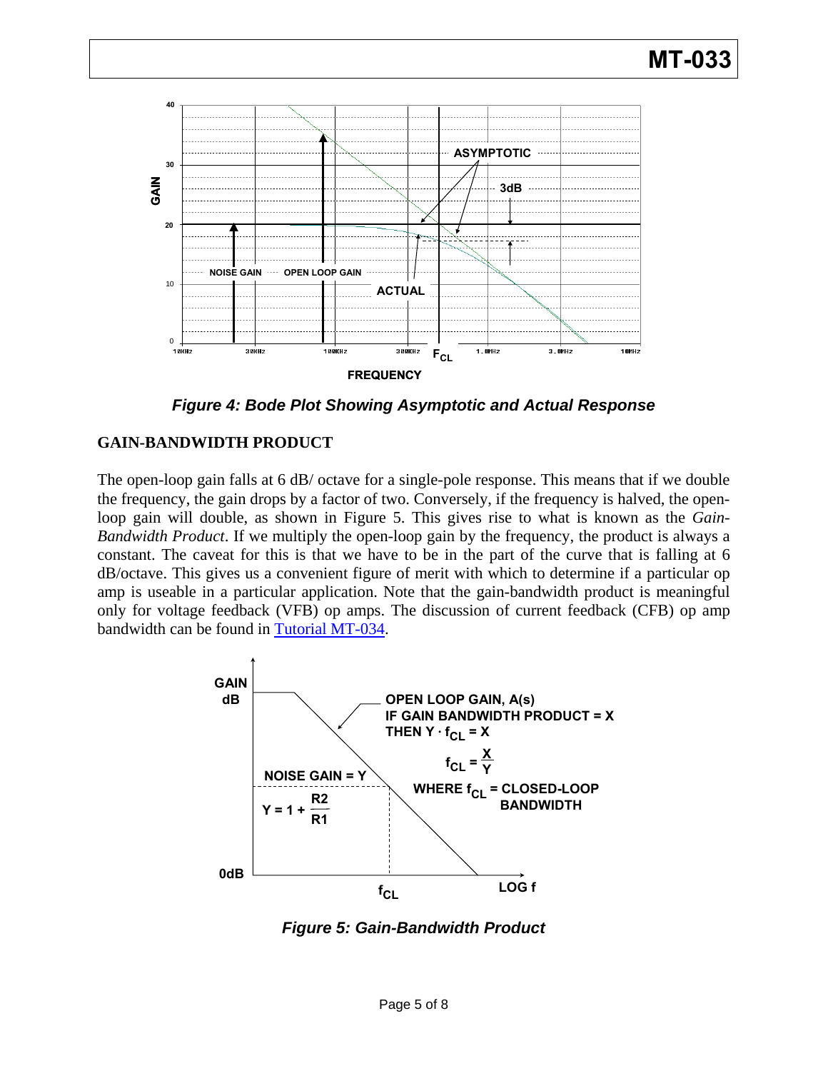*Figure 4: Bode Plot Showing Asymptotic and Actual Response*

## GAIN-BANDWIDTH PRODUCT

The open-loop gain falls at 6 dB/ octave for a single-pole response. This means that if we double the frequency, the gain drops by a factor of two. Conversely, if the frequency is halved, the open-loop gain will double, as shown in Figure 5. This gives rise to what is known as the *Gain-Bandwidth Product*. If we multiply the open-loop gain by the frequency, the product is always a constant. The caveat for this is that we have to be in the part of the curve that is falling at 6 dB/octave. This gives us a convenient figure of merit with which to determine if a particular op amp is useable in a particular application. Note that the gain-bandwidth product is meaningful only for voltage feedback (VFB) op amps. The discussion of current feedback (CFB) op amp bandwidth can be found in Tutorial MT-034.

*Figure 5: Gain-Bandwidth Product*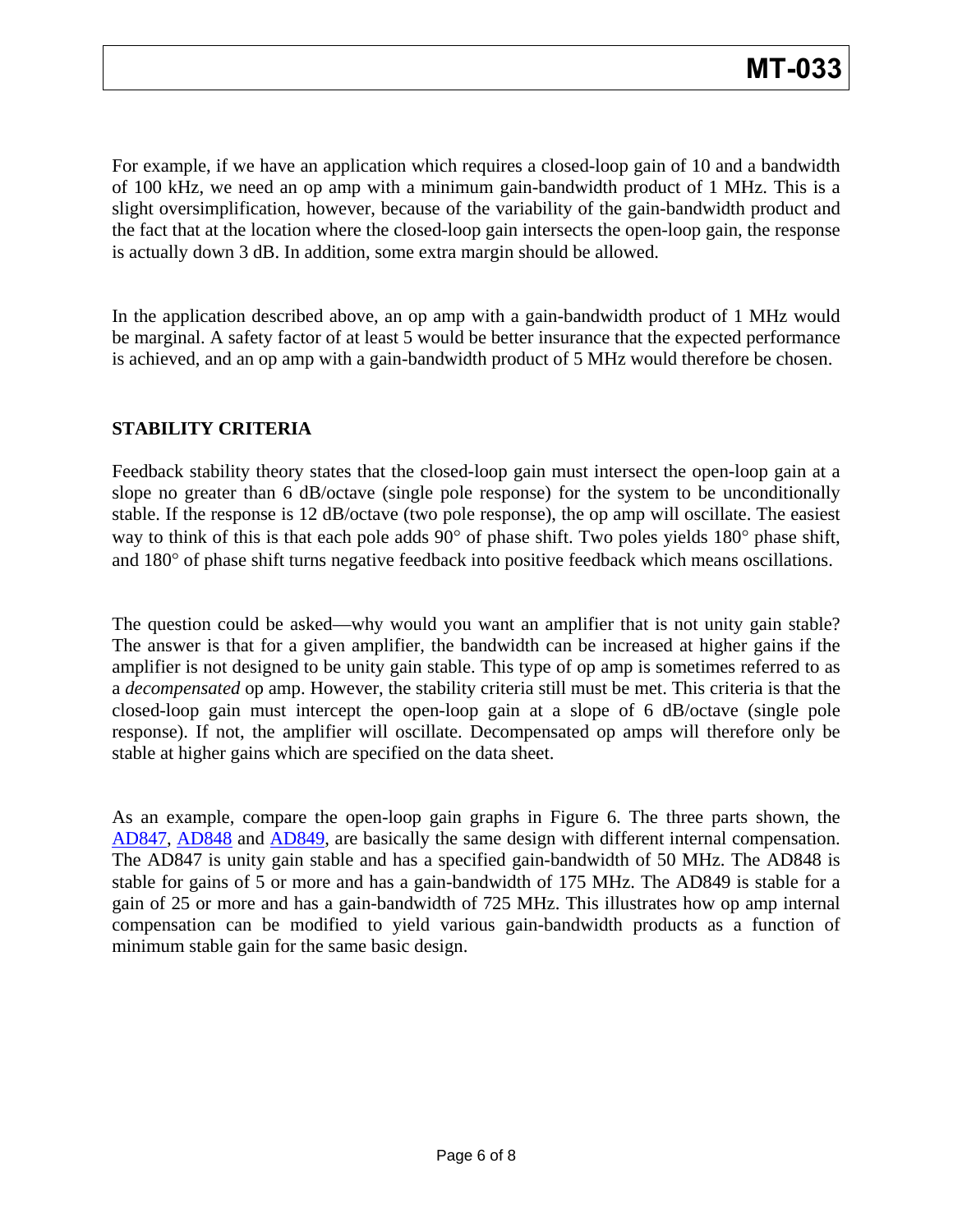For example, if we have an application which requires a closed-loop gain of 10 and a bandwidth of 100 kHz, we need an op amp with a minimum gain-bandwidth product of 1 MHz. This is a slight oversimplification, however, because of the variability of the gain-bandwidth product and the fact that at the location where the closed-loop gain intersects the open-loop gain, the response is actually down 3 dB. In addition, some extra margin should be allowed.

In the application described above, an op amp with a gain-bandwidth product of 1 MHz would be marginal. A safety factor of at least 5 would be better insurance that the expected performance is achieved, and an op amp with a gain-bandwidth product of 5 MHz would therefore be chosen.

## STABILITY CRITERIA

Feedback stability theory states that the closed-loop gain must intersect the open-loop gain at a slope no greater than 6 dB/octave (single pole response) for the system to be unconditionally stable. If the response is 12 dB/octave (two pole response), the op amp will oscillate. The easiest way to think of this is that each pole adds 90° of phase shift. Two poles yields 180° phase shift, and 180° of phase shift turns negative feedback into positive feedback which means oscillations.

The question could be asked—why would you want an amplifier that is not unity gain stable? The answer is that for a given amplifier, the bandwidth can be increased at higher gains if the amplifier is not designed to be unity gain stable. This type of op amp is sometimes referred to as a *decompensated* op amp. However, the stability criteria still must be met. This criteria is that the closed-loop gain must intercept the open-loop gain at a slope of 6 dB/octave (single pole response). If not, the amplifier will oscillate. Decompensated op amps will therefore only be stable at higher gains which are specified on the data sheet.

As an example, compare the open-loop gain graphs in Figure 6. The three parts shown, the AD847, AD848 and AD849, are basically the same design with different internal compensation. The AD847 is unity gain stable and has a specified gain-bandwidth of 50 MHz. The AD848 is stable for gains of 5 or more and has a gain-bandwidth of 175 MHz. The AD849 is stable for a gain of 25 or more and has a gain-bandwidth of 725 MHz. This illustrates how op amp internal compensation can be modified to yield various gain-bandwidth products as a function of minimum stable gain for the same basic design.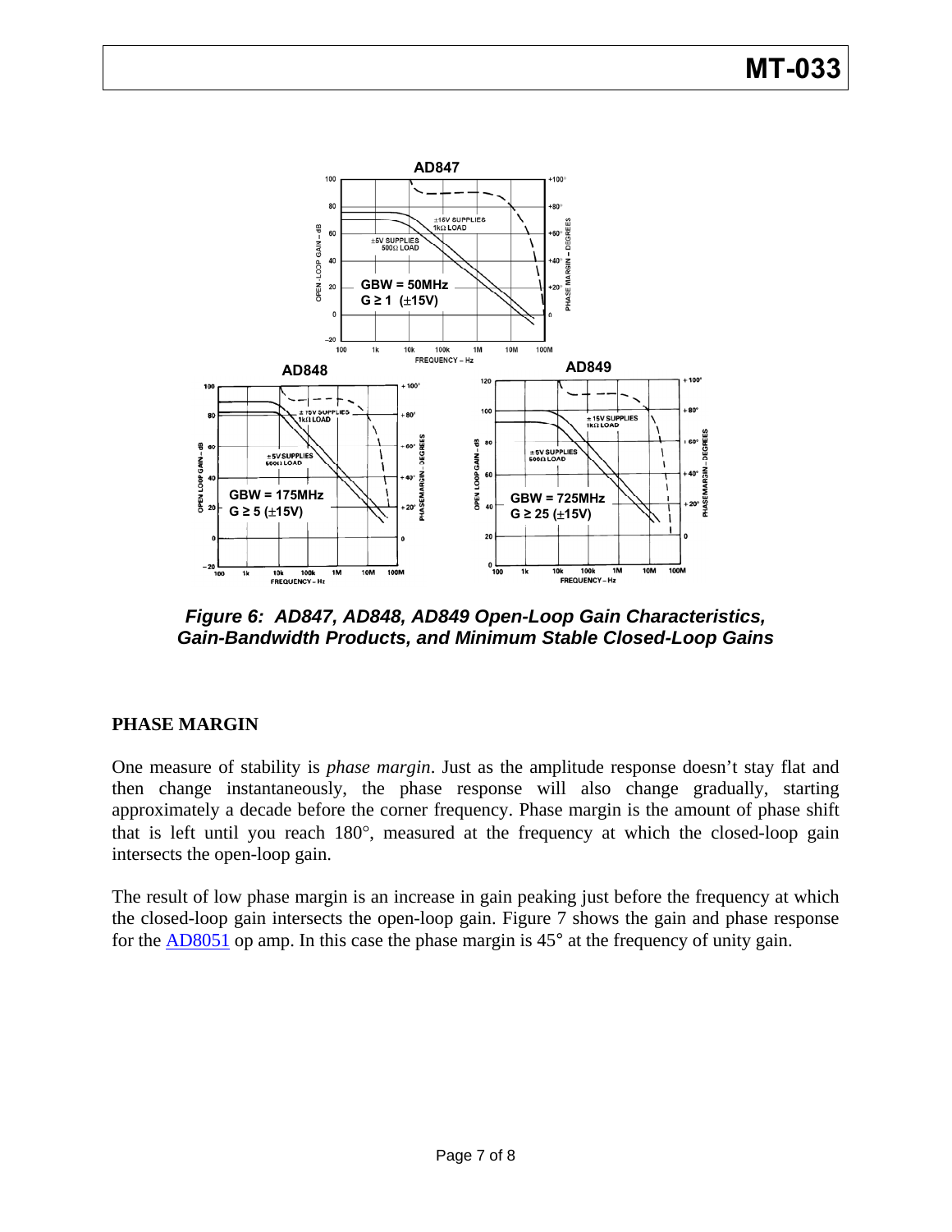*Figure 6: AD847, AD848, AD849 Open-Loop Gain Characteristics, Gain-Bandwidth Products, and Minimum Stable Closed-Loop Gains*

## PHASE MARGIN

One measure of stability is *phase margin*. Just as the amplitude response doesn't stay flat and then change instantaneously, the phase response will also change gradually, starting approximately a decade before the corner frequency. Phase margin is the amount of phase shift that is left until you reach 180°, measured at the frequency at which the closed-loop gain intersects the open-loop gain.

The result of low phase margin is an increase in gain peaking just before the frequency at which the closed-loop gain intersects the open-loop gain. Figure 7 shows the gain and phase response for the AD8051 op amp. In this case the phase margin is 45° at the frequency of unity gain.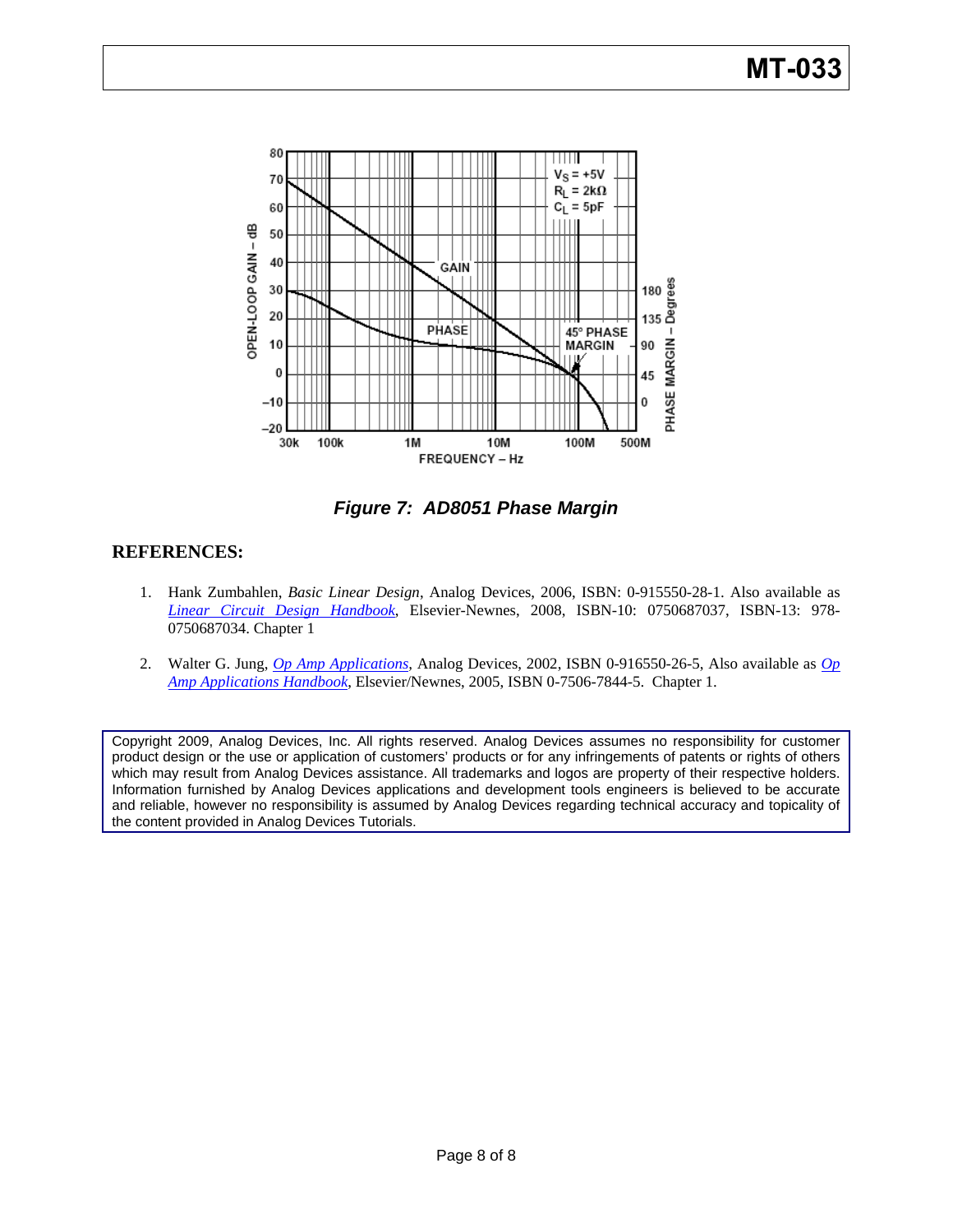OPEN-LOOP GAIN – dB

80
70
60
50
40
30
20
10
0
–10
–20

$V_S$ = +5V
$R_L$ = 2kΩ
$C_L$ = 5pF

GAIN

PHASE

45° PHASE MARGIN

180
135
90
45
0

PHASE MARGIN – Degrees

30k 100k 1M 10M 100M 500M

FREQUENCY – Hz

***Figure 7: AD8051 Phase Margin***

## REFERENCES:

1. Hank Zumbahlen, *Basic Linear Design*, Analog Devices, 2006, ISBN: 0-915550-28-1. Also available as *Linear Circuit Design Handbook*, Elsevier-Newnes, 2008, ISBN-10: 0750687037, ISBN-13: 978-0750687034. Chapter 1

2. Walter G. Jung, *Op Amp Applications*, Analog Devices, 2002, ISBN 0-916550-26-5, Also available as *Op Amp Applications Handbook*, Elsevier/Newnes, 2005, ISBN 0-7506-7844-5. Chapter 1.

Copyright 2009, Analog Devices, Inc. All rights reserved. Analog Devices assumes no responsibility for customer product design or the use or application of customers' products or for any infringements of patents or rights of others which may result from Analog Devices assistance. All trademarks and logos are property of their respective holders. Information furnished by Analog Devices applications and development tools engineers is believed to be accurate and reliable, however no responsibility is assumed by Analog Devices regarding technical accuracy and topicality of the content provided in Analog Devices Tutorials.